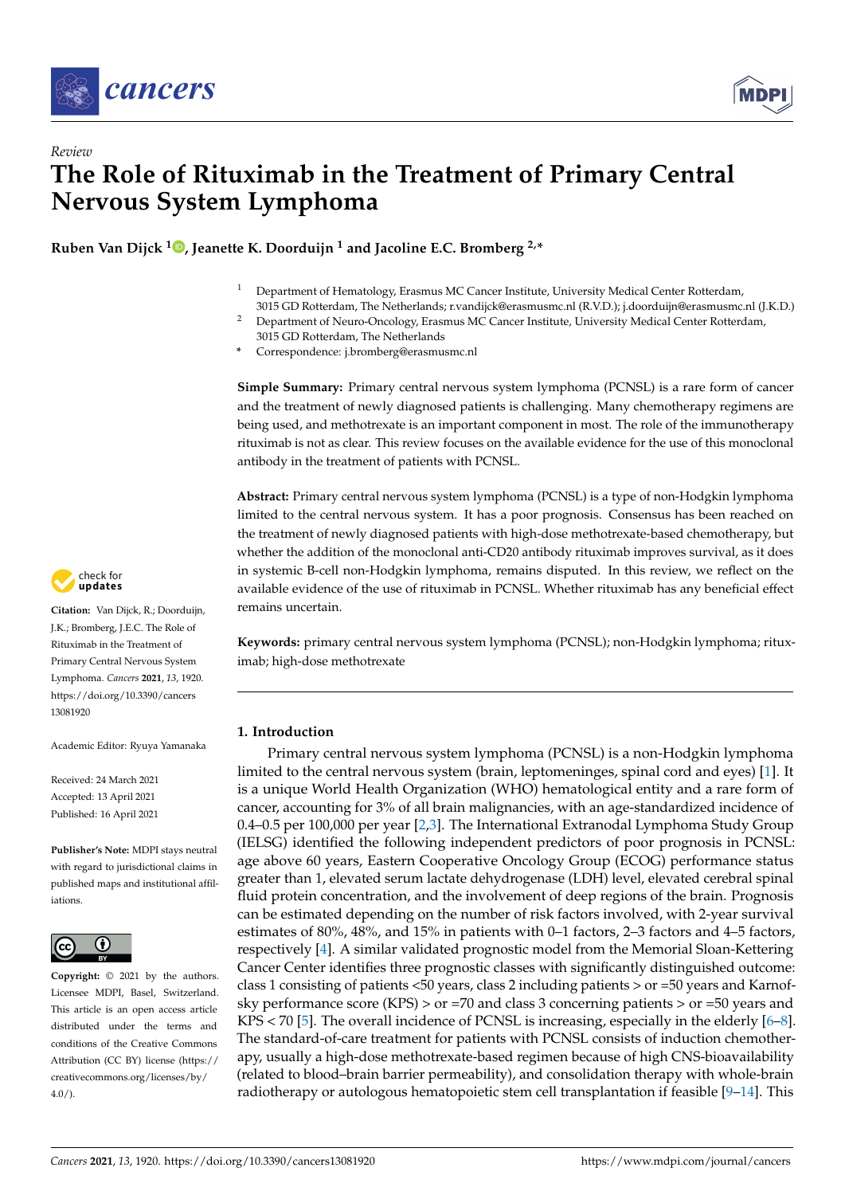Review

# The Role of Rituximab in the Treatment of Primary Central Nervous System Lymphoma

**Ruben Van Dijck [1], Jeanette K. Doorduijn [1] and Jacoline E.C. Bromberg [2,*]**

[1] Department of Hematology, Erasmus MC Cancer Institute, University Medical Center Rotterdam, 3015 GD Rotterdam, The Netherlands; r.vandijck@erasmusmc.nl (R.V.D.); j.doorduijn@erasmusmc.nl (J.K.D.)

[2] Department of Neuro-Oncology, Erasmus MC Cancer Institute, University Medical Center Rotterdam, 3015 GD Rotterdam, The Netherlands

\* Correspondence: j.bromberg@erasmusmc.nl

**Simple Summary:** Primary central nervous system lymphoma (PCNSL) is a rare form of cancer and the treatment of newly diagnosed patients is challenging. Many chemotherapy regimens are being used, and methotrexate is an important component in most. The role of the immunotherapy rituximab is not as clear. This review focuses on the available evidence for the use of this monoclonal antibody in the treatment of patients with PCNSL.

**Abstract:** Primary central nervous system lymphoma (PCNSL) is a type of non-Hodgkin lymphoma limited to the central nervous system. It has a poor prognosis. Consensus has been reached on the treatment of newly diagnosed patients with high-dose methotrexate-based chemotherapy, but whether the addition of the monoclonal anti-CD20 antibody rituximab improves survival, as it does in systemic B-cell non-Hodgkin lymphoma, remains disputed. In this review, we reflect on the available evidence of the use of rituximab in PCNSL. Whether rituximab has any beneficial effect remains uncertain.

**Keywords:** primary central nervous system lymphoma (PCNSL); non-Hodgkin lymphoma; rituximab; high-dose methotrexate

**Citation:** Van Dijck, R.; Doorduijn, J.K.; Bromberg, J.E.C. The Role of Rituximab in the Treatment of Primary Central Nervous System Lymphoma. *Cancers* **2021**, *13*, 1920. https://doi.org/10.3390/cancers13081920

Academic Editor: Ryuya Yamanaka

Received: 24 March 2021
Accepted: 13 April 2021
Published: 16 April 2021

**Publisher's Note:** MDPI stays neutral with regard to jurisdictional claims in published maps and institutional affiliations.

**Copyright:** © 2021 by the authors. Licensee MDPI, Basel, Switzerland. This article is an open access article distributed under the terms and conditions of the Creative Commons Attribution (CC BY) license (https://creativecommons.org/licenses/by/4.0/).

## 1. Introduction

Primary central nervous system lymphoma (PCNSL) is a non-Hodgkin lymphoma limited to the central nervous system (brain, leptomeninges, spinal cord and eyes) [1]. It is a unique World Health Organization (WHO) hematological entity and a rare form of cancer, accounting for 3% of all brain malignancies, with an age-standardized incidence of 0.4–0.5 per 100,000 per year [2,3]. The International Extranodal Lymphoma Study Group (IELSG) identified the following independent predictors of poor prognosis in PCNSL: age above 60 years, Eastern Cooperative Oncology Group (ECOG) performance status greater than 1, elevated serum lactate dehydrogenase (LDH) level, elevated cerebral spinal fluid protein concentration, and the involvement of deep regions of the brain. Prognosis can be estimated depending on the number of risk factors involved, with 2-year survival estimates of 80%, 48%, and 15% in patients with 0–1 factors, 2–3 factors and 4–5 factors, respectively [4]. A similar validated prognostic model from the Memorial Sloan-Kettering Cancer Center identifies three prognostic classes with significantly distinguished outcome: class 1 consisting of patients <50 years, class 2 including patients > or =50 years and Karnofsky performance score (KPS) > or =70 and class 3 concerning patients > or =50 years and KPS < 70 [5]. The overall incidence of PCNSL is increasing, especially in the elderly [6–8]. The standard-of-care treatment for patients with PCNSL consists of induction chemotherapy, usually a high-dose methotrexate-based regimen because of high CNS-bioavailability (related to blood–brain barrier permeability), and consolidation therapy with whole-brain radiotherapy or autologous hematopoietic stem cell transplantation if feasible [9–14]. This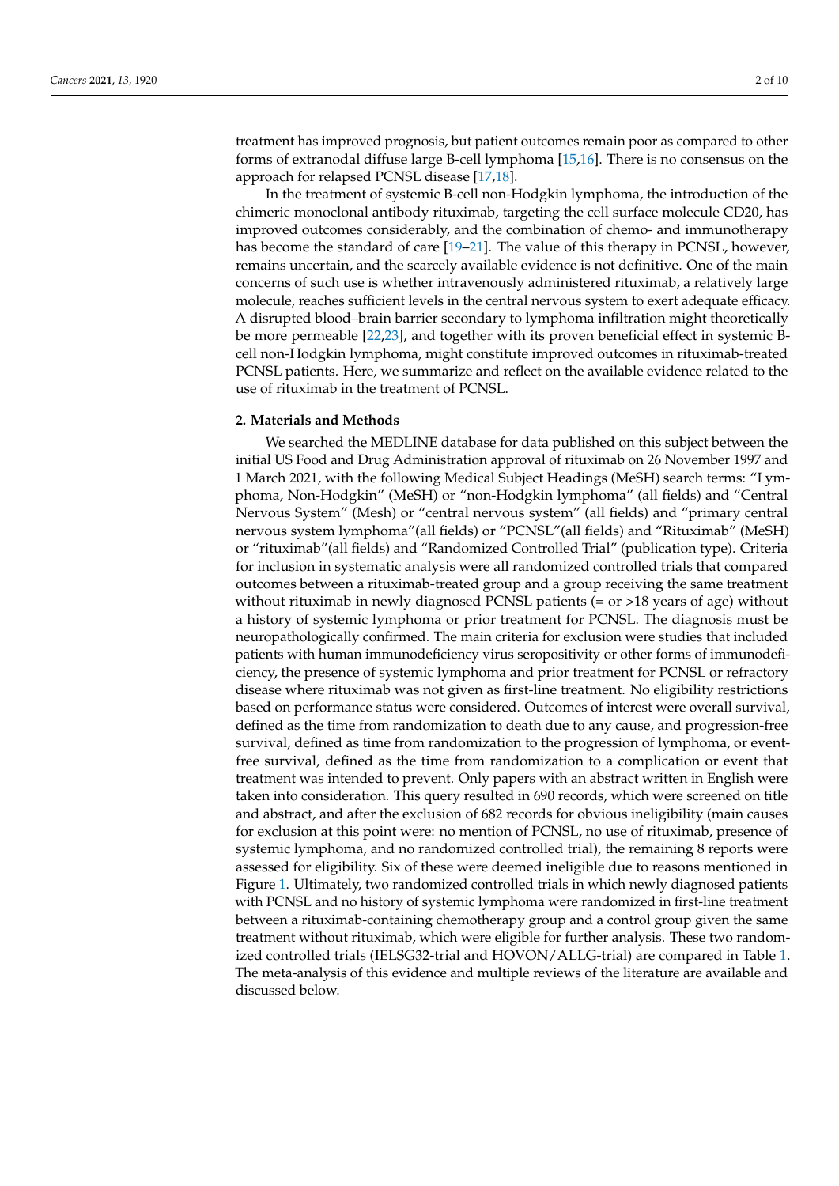treatment has improved prognosis, but patient outcomes remain poor as compared to other forms of extranodal diffuse large B-cell lymphoma [15,16]. There is no consensus on the approach for relapsed PCNSL disease [17,18].

In the treatment of systemic B-cell non-Hodgkin lymphoma, the introduction of the chimeric monoclonal antibody rituximab, targeting the cell surface molecule CD20, has improved outcomes considerably, and the combination of chemo- and immunotherapy has become the standard of care [19–21]. The value of this therapy in PCNSL, however, remains uncertain, and the scarcely available evidence is not definitive. One of the main concerns of such use is whether intravenously administered rituximab, a relatively large molecule, reaches sufficient levels in the central nervous system to exert adequate efficacy. A disrupted blood–brain barrier secondary to lymphoma infiltration might theoretically be more permeable [22,23], and together with its proven beneficial effect in systemic B-cell non-Hodgkin lymphoma, might constitute improved outcomes in rituximab-treated PCNSL patients. Here, we summarize and reflect on the available evidence related to the use of rituximab in the treatment of PCNSL.

## 2. Materials and Methods

We searched the MEDLINE database for data published on this subject between the initial US Food and Drug Administration approval of rituximab on 26 November 1997 and 1 March 2021, with the following Medical Subject Headings (MeSH) search terms: "Lymphoma, Non-Hodgkin" (MeSH) or "non-Hodgkin lymphoma" (all fields) and "Central Nervous System" (Mesh) or "central nervous system" (all fields) and "primary central nervous system lymphoma"(all fields) or "PCNSL"(all fields) and "Rituximab" (MeSH) or "rituximab"(all fields) and "Randomized Controlled Trial" (publication type). Criteria for inclusion in systematic analysis were all randomized controlled trials that compared outcomes between a rituximab-treated group and a group receiving the same treatment without rituximab in newly diagnosed PCNSL patients (= or >18 years of age) without a history of systemic lymphoma or prior treatment for PCNSL. The diagnosis must be neuropathologically confirmed. The main criteria for exclusion were studies that included patients with human immunodeficiency virus seropositivity or other forms of immunodeficiency, the presence of systemic lymphoma and prior treatment for PCNSL or refractory disease where rituximab was not given as first-line treatment. No eligibility restrictions based on performance status were considered. Outcomes of interest were overall survival, defined as the time from randomization to death due to any cause, and progression-free survival, defined as time from randomization to the progression of lymphoma, or event-free survival, defined as the time from randomization to a complication or event that treatment was intended to prevent. Only papers with an abstract written in English were taken into consideration. This query resulted in 690 records, which were screened on title and abstract, and after the exclusion of 682 records for obvious ineligibility (main causes for exclusion at this point were: no mention of PCNSL, no use of rituximab, presence of systemic lymphoma, and no randomized controlled trial), the remaining 8 reports were assessed for eligibility. Six of these were deemed ineligible due to reasons mentioned in Figure 1. Ultimately, two randomized controlled trials in which newly diagnosed patients with PCNSL and no history of systemic lymphoma were randomized in first-line treatment between a rituximab-containing chemotherapy group and a control group given the same treatment without rituximab, which were eligible for further analysis. These two randomized controlled trials (IELSG32-trial and HOVON/ALLG-trial) are compared in Table 1. The meta-analysis of this evidence and multiple reviews of the literature are available and discussed below.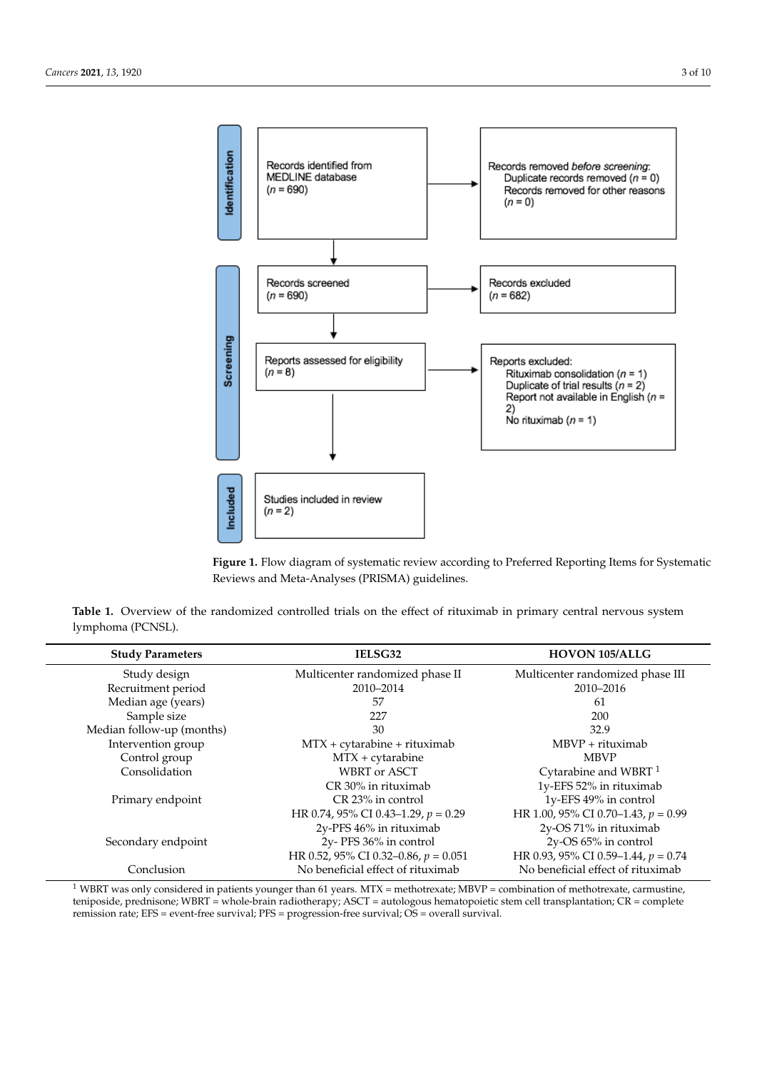Identification

Records identified from MEDLINE database ($n$ = 690)

Records removed *before screening*:
Duplicate records removed ($n$ = 0)
Records removed for other reasons ($n$ = 0)

Screening

Records screened ($n$ = 690)

Records excluded ($n$ = 682)

Reports assessed for eligibility ($n$ = 8)

Reports excluded:
Rituximab consolidation ($n$ = 1)
Duplicate of trial results ($n$ = 2)
Report not available in English ($n$ = 2)
No rituximab ($n$ = 1)

Included

Studies included in review ($n$ = 2)

**Figure 1.** Flow diagram of systematic review according to Preferred Reporting Items for Systematic Reviews and Meta-Analyses (PRISMA) guidelines.

**Table 1.** Overview of the randomized controlled trials on the effect of rituximab in primary central nervous system lymphoma (PCNSL).

| Study Parameters | IELSG32 | HOVON 105/ALLG |
|---|---|---|
| Study design | Multicenter randomized phase II | Multicenter randomized phase III |
| Recruitment period | 2010–2014 | 2010–2016 |
| Median age (years) | 57 | 61 |
| Sample size | 227 | 200 |
| Median follow-up (months) | 30 | 32.9 |
| Intervention group | MTX + cytarabine + rituximab | MBVP + rituximab |
| Control group | MTX + cytarabine | MBVP |
| Consolidation | WBRT or ASCT | Cytarabine and WBRT [1] |
| Primary endpoint | CR 30% in rituximab<br>CR 23% in control<br>HR 0.74, 95% CI 0.43–1.29, $p$ = 0.29 | 1y-EFS 52% in rituximab<br>1y-EFS 49% in control<br>HR 1.00, 95% CI 0.70–1.43, $p$ = 0.99 |
| Secondary endpoint | 2y-PFS 46% in rituximab<br>2y- PFS 36% in control<br>HR 0.52, 95% CI 0.32–0.86, $p$ = 0.051 | 2y-OS 71% in rituximab<br>2y-OS 65% in control<br>HR 0.93, 95% CI 0.59–1.44, $p$ = 0.74 |
| Conclusion | No beneficial effect of rituximab | No beneficial effect of rituximab |

[1] WBRT was only considered in patients younger than 61 years. MTX = methotrexate; MBVP = combination of methotrexate, carmustine, teniposide, prednisone; WBRT = whole-brain radiotherapy; ASCT = autologous hematopoietic stem cell transplantation; CR = complete remission rate; EFS = event-free survival; PFS = progression-free survival; OS = overall survival.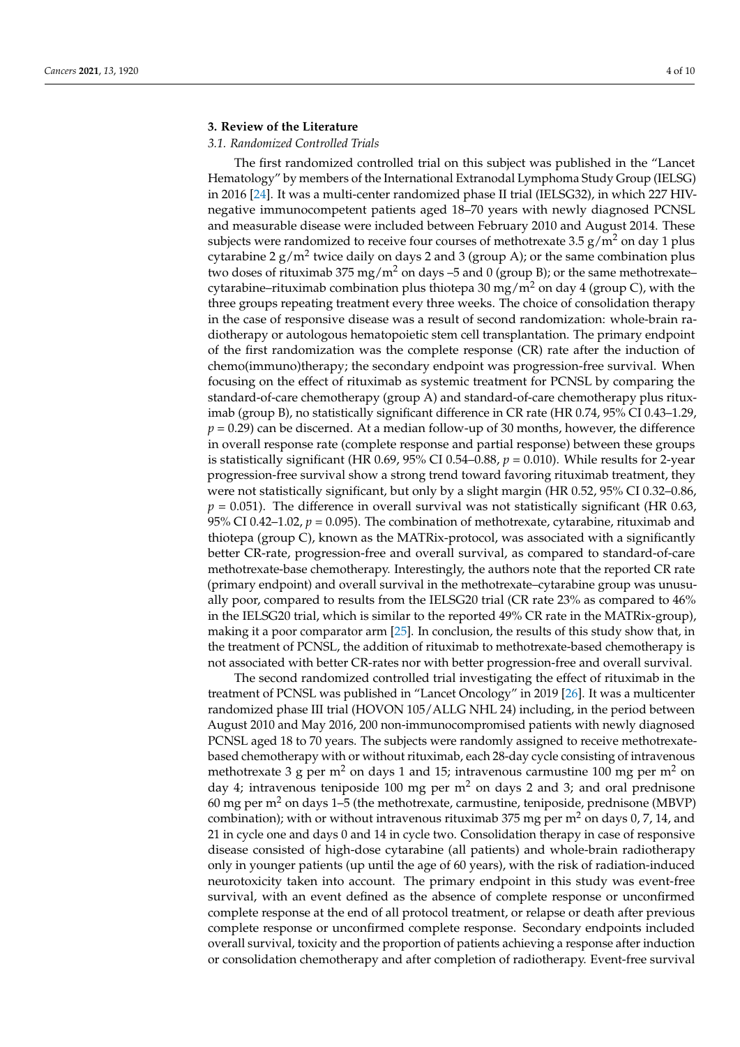## 3. Review of the Literature

### *3.1. Randomized Controlled Trials*

The first randomized controlled trial on this subject was published in the "Lancet Hematology" by members of the International Extranodal Lymphoma Study Group (IELSG) in 2016 [24]. It was a multi-center randomized phase II trial (IELSG32), in which 227 HIV-negative immunocompetent patients aged 18–70 years with newly diagnosed PCNSL and measurable disease were included between February 2010 and August 2014. These subjects were randomized to receive four courses of methotrexate 3.5 g/m$^2$ on day 1 plus cytarabine 2 g/m$^2$ twice daily on days 2 and 3 (group A); or the same combination plus two doses of rituximab 375 mg/m$^2$ on days –5 and 0 (group B); or the same methotrexate–cytarabine–rituximab combination plus thiotepa 30 mg/m$^2$ on day 4 (group C), with the three groups repeating treatment every three weeks. The choice of consolidation therapy in the case of responsive disease was a result of second randomization: whole-brain radiotherapy or autologous hematopoietic stem cell transplantation. The primary endpoint of the first randomization was the complete response (CR) rate after the induction of chemo(immuno)therapy; the secondary endpoint was progression-free survival. When focusing on the effect of rituximab as systemic treatment for PCNSL by comparing the standard-of-care chemotherapy (group A) and standard-of-care chemotherapy plus rituximab (group B), no statistically significant difference in CR rate (HR 0.74, 95% CI 0.43–1.29, $p = 0.29$) can be discerned. At a median follow-up of 30 months, however, the difference in overall response rate (complete response and partial response) between these groups is statistically significant (HR 0.69, 95% CI 0.54–0.88, $p = 0.010$). While results for 2-year progression-free survival show a strong trend toward favoring rituximab treatment, they were not statistically significant, but only by a slight margin (HR 0.52, 95% CI 0.32–0.86, $p = 0.051$). The difference in overall survival was not statistically significant (HR 0.63, 95% CI 0.42–1.02, $p = 0.095$). The combination of methotrexate, cytarabine, rituximab and thiotepa (group C), known as the MATRix-protocol, was associated with a significantly better CR-rate, progression-free and overall survival, as compared to standard-of-care methotrexate-base chemotherapy. Interestingly, the authors note that the reported CR rate (primary endpoint) and overall survival in the methotrexate–cytarabine group was unusually poor, compared to results from the IELSG20 trial (CR rate 23% as compared to 46% in the IELSG20 trial, which is similar to the reported 49% CR rate in the MATRix-group), making it a poor comparator arm [25]. In conclusion, the results of this study show that, in the treatment of PCNSL, the addition of rituximab to methotrexate-based chemotherapy is not associated with better CR-rates nor with better progression-free and overall survival.

The second randomized controlled trial investigating the effect of rituximab in the treatment of PCNSL was published in "Lancet Oncology" in 2019 [26]. It was a multicenter randomized phase III trial (HOVON 105/ALLG NHL 24) including, in the period between August 2010 and May 2016, 200 non-immunocompromised patients with newly diagnosed PCNSL aged 18 to 70 years. The subjects were randomly assigned to receive methotrexate-based chemotherapy with or without rituximab, each 28-day cycle consisting of intravenous methotrexate 3 g per m$^2$ on days 1 and 15; intravenous carmustine 100 mg per m$^2$ on day 4; intravenous teniposide 100 mg per m$^2$ on days 2 and 3; and oral prednisone 60 mg per m$^2$ on days 1–5 (the methotrexate, carmustine, teniposide, prednisone (MBVP) combination); with or without intravenous rituximab 375 mg per m$^2$ on days 0, 7, 14, and 21 in cycle one and days 0 and 14 in cycle two. Consolidation therapy in case of responsive disease consisted of high-dose cytarabine (all patients) and whole-brain radiotherapy only in younger patients (up until the age of 60 years), with the risk of radiation-induced neurotoxicity taken into account. The primary endpoint in this study was event-free survival, with an event defined as the absence of complete response or unconfirmed complete response at the end of all protocol treatment, or relapse or death after previous complete response or unconfirmed complete response. Secondary endpoints included overall survival, toxicity and the proportion of patients achieving a response after induction or consolidation chemotherapy and after completion of radiotherapy. Event-free survival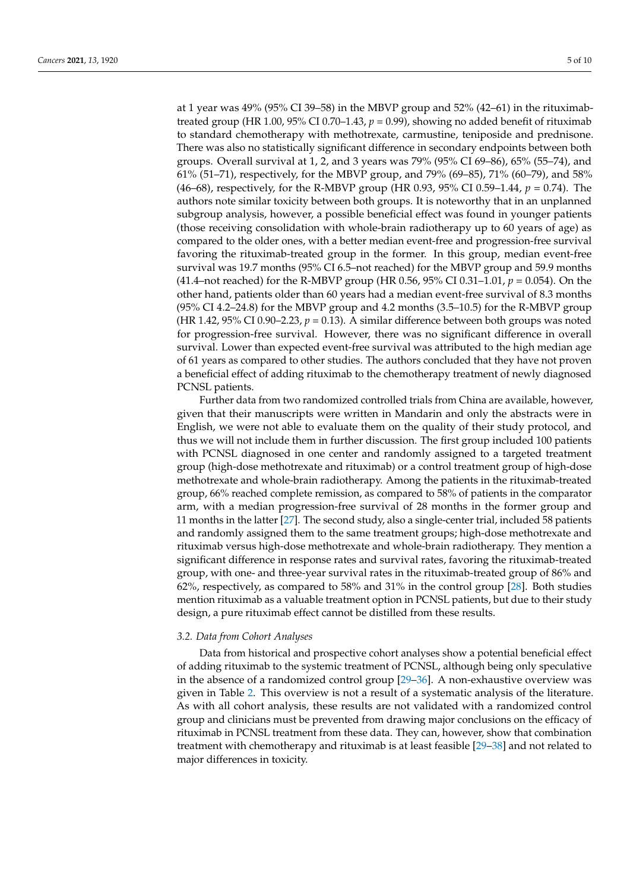at 1 year was 49% (95% CI 39–58) in the MBVP group and 52% (42–61) in the rituximab-treated group (HR 1.00, 95% CI 0.70–1.43, $p = 0.99$), showing no added benefit of rituximab to standard chemotherapy with methotrexate, carmustine, teniposide and prednisone. There was also no statistically significant difference in secondary endpoints between both groups. Overall survival at 1, 2, and 3 years was 79% (95% CI 69–86), 65% (55–74), and 61% (51–71), respectively, for the MBVP group, and 79% (69–85), 71% (60–79), and 58% (46–68), respectively, for the R-MBVP group (HR 0.93, 95% CI 0.59–1.44, $p = 0.74$). The authors note similar toxicity between both groups. It is noteworthy that in an unplanned subgroup analysis, however, a possible beneficial effect was found in younger patients (those receiving consolidation with whole-brain radiotherapy up to 60 years of age) as compared to the older ones, with a better median event-free and progression-free survival favoring the rituximab-treated group in the former. In this group, median event-free survival was 19.7 months (95% CI 6.5–not reached) for the MBVP group and 59.9 months (41.4–not reached) for the R-MBVP group (HR 0.56, 95% CI 0.31–1.01, $p = 0.054$). On the other hand, patients older than 60 years had a median event-free survival of 8.3 months (95% CI 4.2–24.8) for the MBVP group and 4.2 months (3.5–10.5) for the R-MBVP group (HR 1.42, 95% CI 0.90–2.23, $p = 0.13$). A similar difference between both groups was noted for progression-free survival. However, there was no significant difference in overall survival. Lower than expected event-free survival was attributed to the high median age of 61 years as compared to other studies. The authors concluded that they have not proven a beneficial effect of adding rituximab to the chemotherapy treatment of newly diagnosed PCNSL patients.

Further data from two randomized controlled trials from China are available, however, given that their manuscripts were written in Mandarin and only the abstracts were in English, we were not able to evaluate them on the quality of their study protocol, and thus we will not include them in further discussion. The first group included 100 patients with PCNSL diagnosed in one center and randomly assigned to a targeted treatment group (high-dose methotrexate and rituximab) or a control treatment group of high-dose methotrexate and whole-brain radiotherapy. Among the patients in the rituximab-treated group, 66% reached complete remission, as compared to 58% of patients in the comparator arm, with a median progression-free survival of 28 months in the former group and 11 months in the latter [27]. The second study, also a single-center trial, included 58 patients and randomly assigned them to the same treatment groups; high-dose methotrexate and rituximab versus high-dose methotrexate and whole-brain radiotherapy. They mention a significant difference in response rates and survival rates, favoring the rituximab-treated group, with one- and three-year survival rates in the rituximab-treated group of 86% and 62%, respectively, as compared to 58% and 31% in the control group [28]. Both studies mention rituximab as a valuable treatment option in PCNSL patients, but due to their study design, a pure rituximab effect cannot be distilled from these results.

### *3.2. Data from Cohort Analyses*

Data from historical and prospective cohort analyses show a potential beneficial effect of adding rituximab to the systemic treatment of PCNSL, although being only speculative in the absence of a randomized control group [29–36]. A non-exhaustive overview was given in Table 2. This overview is not a result of a systematic analysis of the literature. As with all cohort analysis, these results are not validated with a randomized control group and clinicians must be prevented from drawing major conclusions on the efficacy of rituximab in PCNSL treatment from these data. They can, however, show that combination treatment with chemotherapy and rituximab is at least feasible [29–38] and not related to major differences in toxicity.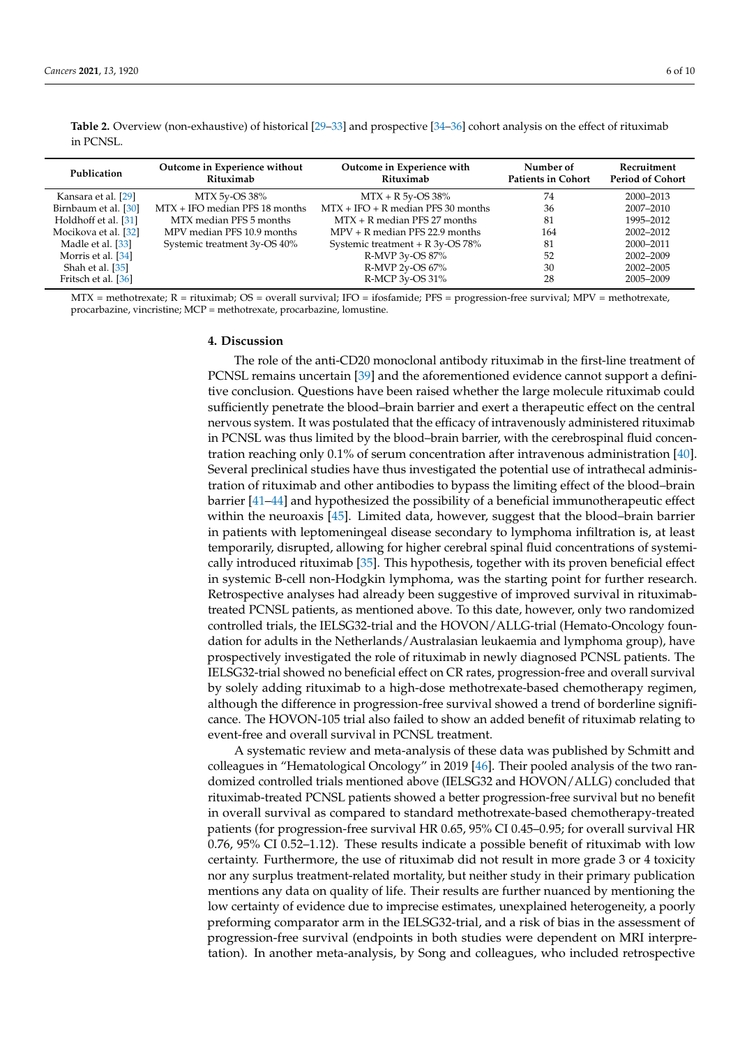**Table 2.** Overview (non-exhaustive) of historical [29–33] and prospective [34–36] cohort analysis on the effect of rituximab in PCNSL.

| Publication | Outcome in Experience without Rituximab | Outcome in Experience with Rituximab | Number of Patients in Cohort | Recruitment Period of Cohort |
|---|---|---|---|---|
| Kansara et al. [29] | MTX 5y-OS 38% | MTX + R 5y-OS 38% | 74 | 2000–2013 |
| Birnbaum et al. [30] | MTX + IFO median PFS 18 months | MTX + IFO + R median PFS 30 months | 36 | 2007–2010 |
| Holdhoff et al. [31] | MTX median PFS 5 months | MTX + R median PFS 27 months | 81 | 1995–2012 |
| Mocikova et al. [32] | MPV median PFS 10.9 months | MPV + R median PFS 22.9 months | 164 | 2002–2012 |
| Madle et al. [33] | Systemic treatment 3y-OS 40% | Systemic treatment + R 3y-OS 78% | 81 | 2000–2011 |
| Morris et al. [34] | | R-MVP 3y-OS 87% | 52 | 2002–2009 |
| Shah et al. [35] | | R-MVP 2y-OS 67% | 30 | 2002–2005 |
| Fritsch et al. [36] | | R-MCP 3y-OS 31% | 28 | 2005–2009 |

MTX = methotrexate; R = rituximab; OS = overall survival; IFO = ifosfamide; PFS = progression-free survival; MPV = methotrexate, procarbazine, vincristine; MCP = methotrexate, procarbazine, lomustine.

## 4. Discussion

The role of the anti-CD20 monoclonal antibody rituximab in the first-line treatment of PCNSL remains uncertain [39] and the aforementioned evidence cannot support a definitive conclusion. Questions have been raised whether the large molecule rituximab could sufficiently penetrate the blood–brain barrier and exert a therapeutic effect on the central nervous system. It was postulated that the efficacy of intravenously administered rituximab in PCNSL was thus limited by the blood–brain barrier, with the cerebrospinal fluid concentration reaching only 0.1% of serum concentration after intravenous administration [40]. Several preclinical studies have thus investigated the potential use of intrathecal administration of rituximab and other antibodies to bypass the limiting effect of the blood–brain barrier [41–44] and hypothesized the possibility of a beneficial immunotherapeutic effect within the neuroaxis [45]. Limited data, however, suggest that the blood–brain barrier in patients with leptomeningeal disease secondary to lymphoma infiltration is, at least temporarily, disrupted, allowing for higher cerebral spinal fluid concentrations of systemically introduced rituximab [35]. This hypothesis, together with its proven beneficial effect in systemic B-cell non-Hodgkin lymphoma, was the starting point for further research. Retrospective analyses had already been suggestive of improved survival in rituximab-treated PCNSL patients, as mentioned above. To this date, however, only two randomized controlled trials, the IELSG32-trial and the HOVON/ALLG-trial (Hemato-Oncology foundation for adults in the Netherlands/Australasian leukaemia and lymphoma group), have prospectively investigated the role of rituximab in newly diagnosed PCNSL patients. The IELSG32-trial showed no beneficial effect on CR rates, progression-free and overall survival by solely adding rituximab to a high-dose methotrexate-based chemotherapy regimen, although the difference in progression-free survival showed a trend of borderline significance. The HOVON-105 trial also failed to show an added benefit of rituximab relating to event-free and overall survival in PCNSL treatment.

A systematic review and meta-analysis of these data was published by Schmitt and colleagues in "Hematological Oncology" in 2019 [46]. Their pooled analysis of the two randomized controlled trials mentioned above (IELSG32 and HOVON/ALLG) concluded that rituximab-treated PCNSL patients showed a better progression-free survival but no benefit in overall survival as compared to standard methotrexate-based chemotherapy-treated patients (for progression-free survival HR 0.65, 95% CI 0.45–0.95; for overall survival HR 0.76, 95% CI 0.52–1.12). These results indicate a possible benefit of rituximab with low certainty. Furthermore, the use of rituximab did not result in more grade 3 or 4 toxicity nor any surplus treatment-related mortality, but neither study in their primary publication mentions any data on quality of life. Their results are further nuanced by mentioning the low certainty of evidence due to imprecise estimates, unexplained heterogeneity, a poorly preforming comparator arm in the IELSG32-trial, and a risk of bias in the assessment of progression-free survival (endpoints in both studies were dependent on MRI interpretation). In another meta-analysis, by Song and colleagues, who included retrospective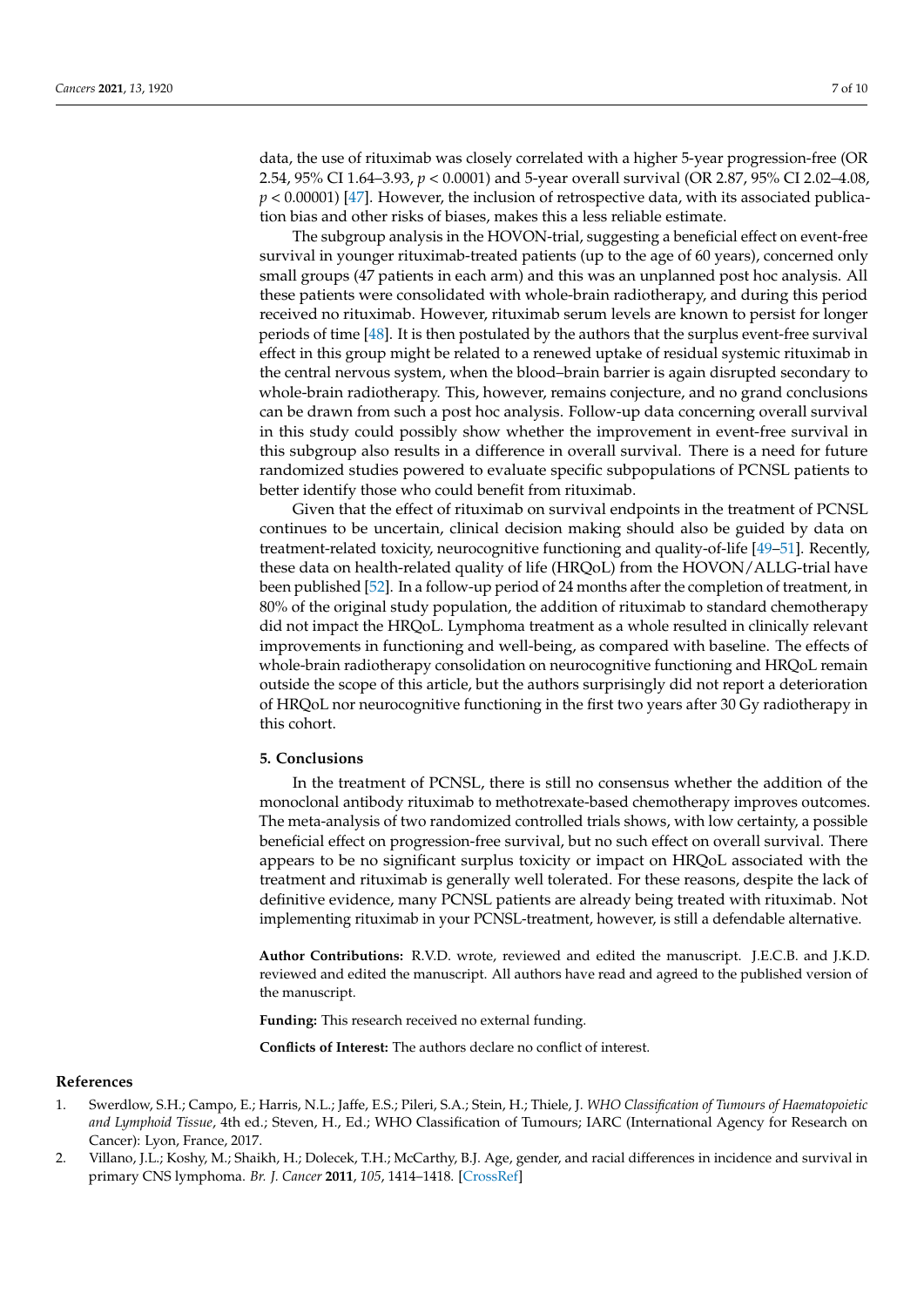data, the use of rituximab was closely correlated with a higher 5-year progression-free (OR 2.54, 95% CI 1.64–3.93, $p < 0.0001$) and 5-year overall survival (OR 2.87, 95% CI 2.02–4.08, $p < 0.00001$) [47]. However, the inclusion of retrospective data, with its associated publication bias and other risks of biases, makes this a less reliable estimate.

The subgroup analysis in the HOVON-trial, suggesting a beneficial effect on event-free survival in younger rituximab-treated patients (up to the age of 60 years), concerned only small groups (47 patients in each arm) and this was an unplanned post hoc analysis. All these patients were consolidated with whole-brain radiotherapy, and during this period received no rituximab. However, rituximab serum levels are known to persist for longer periods of time [48]. It is then postulated by the authors that the surplus event-free survival effect in this group might be related to a renewed uptake of residual systemic rituximab in the central nervous system, when the blood–brain barrier is again disrupted secondary to whole-brain radiotherapy. This, however, remains conjecture, and no grand conclusions can be drawn from such a post hoc analysis. Follow-up data concerning overall survival in this study could possibly show whether the improvement in event-free survival in this subgroup also results in a difference in overall survival. There is a need for future randomized studies powered to evaluate specific subpopulations of PCNSL patients to better identify those who could benefit from rituximab.

Given that the effect of rituximab on survival endpoints in the treatment of PCNSL continues to be uncertain, clinical decision making should also be guided by data on treatment-related toxicity, neurocognitive functioning and quality-of-life [49–51]. Recently, these data on health-related quality of life (HRQoL) from the HOVON/ALLG-trial have been published [52]. In a follow-up period of 24 months after the completion of treatment, in 80% of the original study population, the addition of rituximab to standard chemotherapy did not impact the HRQoL. Lymphoma treatment as a whole resulted in clinically relevant improvements in functioning and well-being, as compared with baseline. The effects of whole-brain radiotherapy consolidation on neurocognitive functioning and HRQoL remain outside the scope of this article, but the authors surprisingly did not report a deterioration of HRQoL nor neurocognitive functioning in the first two years after 30 Gy radiotherapy in this cohort.

## 5. Conclusions

In the treatment of PCNSL, there is still no consensus whether the addition of the monoclonal antibody rituximab to methotrexate-based chemotherapy improves outcomes. The meta-analysis of two randomized controlled trials shows, with low certainty, a possible beneficial effect on progression-free survival, but no such effect on overall survival. There appears to be no significant surplus toxicity or impact on HRQoL associated with the treatment and rituximab is generally well tolerated. For these reasons, despite the lack of definitive evidence, many PCNSL patients are already being treated with rituximab. Not implementing rituximab in your PCNSL-treatment, however, is still a defendable alternative.

**Author Contributions:** R.V.D. wrote, reviewed and edited the manuscript. J.E.C.B. and J.K.D. reviewed and edited the manuscript. All authors have read and agreed to the published version of the manuscript.

**Funding:** This research received no external funding.

**Conflicts of Interest:** The authors declare no conflict of interest.

## References

1. Swerdlow, S.H.; Campo, E.; Harris, N.L.; Jaffe, E.S.; Pileri, S.A.; Stein, H.; Thiele, J. *WHO Classification of Tumours of Haematopoietic and Lymphoid Tissue*, 4th ed.; Steven, H., Ed.; WHO Classification of Tumours; IARC (International Agency for Research on Cancer): Lyon, France, 2017.
2. Villano, J.L.; Koshy, M.; Shaikh, H.; Dolecek, T.H.; McCarthy, B.J. Age, gender, and racial differences in incidence and survival in primary CNS lymphoma. *Br. J. Cancer* **2011**, *105*, 1414–1418. [CrossRef]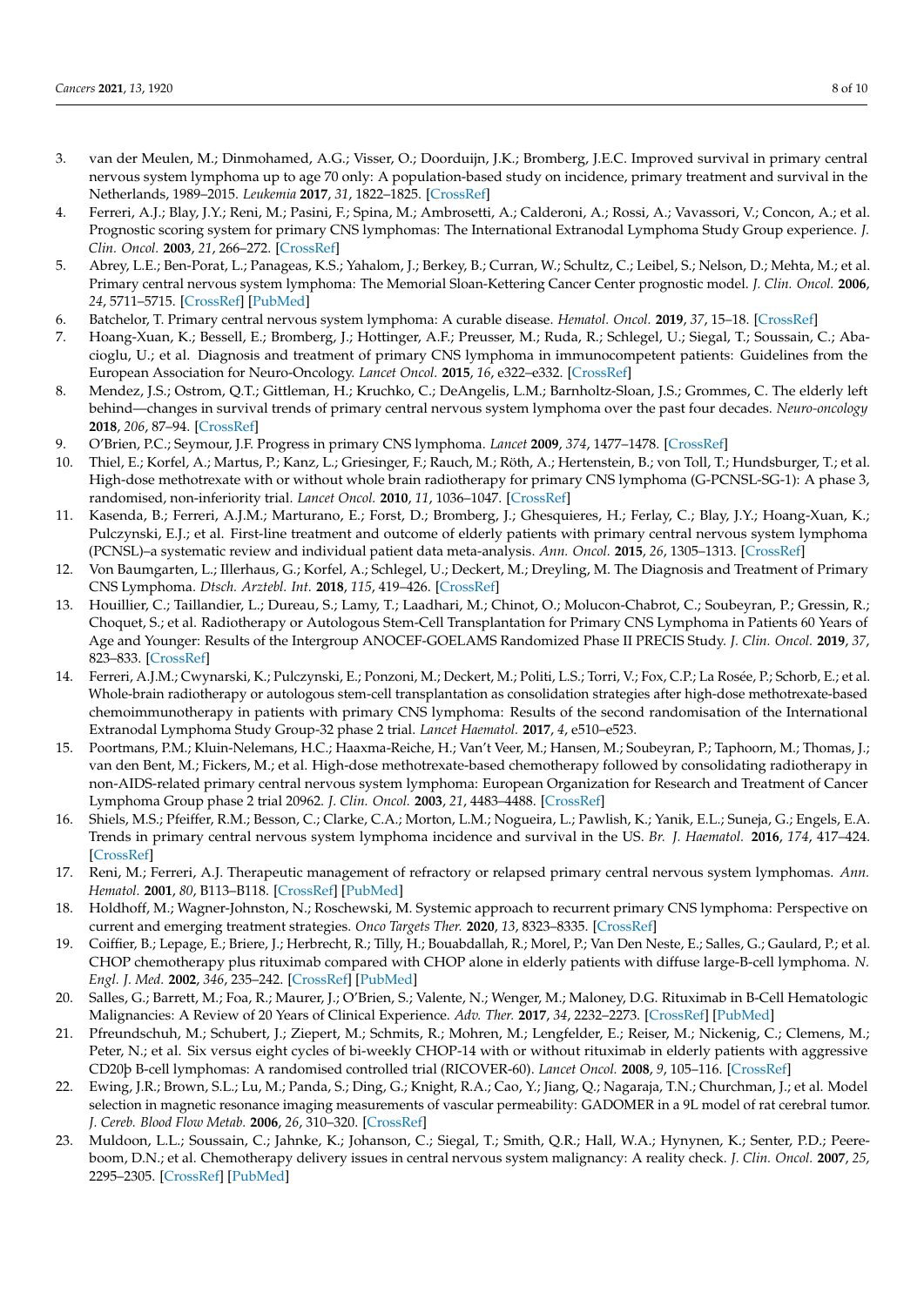3. van der Meulen, M.; Dinmohamed, A.G.; Visser, O.; Doorduijn, J.K.; Bromberg, J.E.C. Improved survival in primary central nervous system lymphoma up to age 70 only: A population-based study on incidence, primary treatment and survival in the Netherlands, 1989–2015. *Leukemia* **2017**, *31*, 1822–1825. [CrossRef]
4. Ferreri, A.J.; Blay, J.Y.; Reni, M.; Pasini, F.; Spina, M.; Ambrosetti, A.; Calderoni, A.; Rossi, A.; Vavassori, V.; Concon, A.; et al. Prognostic scoring system for primary CNS lymphomas: The International Extranodal Lymphoma Study Group experience. *J. Clin. Oncol.* **2003**, *21*, 266–272. [CrossRef]
5. Abrey, L.E.; Ben-Porat, L.; Panageas, K.S.; Yahalom, J.; Berkey, B.; Curran, W.; Schultz, C.; Leibel, S.; Nelson, D.; Mehta, M.; et al. Primary central nervous system lymphoma: The Memorial Sloan-Kettering Cancer Center prognostic model. *J. Clin. Oncol.* **2006**, *24*, 5711–5715. [CrossRef] [PubMed]
6. Batchelor, T. Primary central nervous system lymphoma: A curable disease. *Hematol. Oncol.* **2019**, *37*, 15–18. [CrossRef]
7. Hoang-Xuan, K.; Bessell, E.; Bromberg, J.; Hottinger, A.F.; Preusser, M.; Ruda, R.; Schlegel, U.; Siegal, T.; Soussain, C.; Abacioglu, U.; et al. Diagnosis and treatment of primary CNS lymphoma in immunocompetent patients: Guidelines from the European Association for Neuro-Oncology. *Lancet Oncol.* **2015**, *16*, e322–e332. [CrossRef]
8. Mendez, J.S.; Ostrom, Q.T.; Gittleman, H.; Kruchko, C.; DeAngelis, L.M.; Barnholtz-Sloan, J.S.; Grommes, C. The elderly left behind—changes in survival trends of primary central nervous system lymphoma over the past four decades. *Neuro-oncology* **2018**, *206*, 87–94. [CrossRef]
9. O'Brien, P.C.; Seymour, J.F. Progress in primary CNS lymphoma. *Lancet* **2009**, *374*, 1477–1478. [CrossRef]
10. Thiel, E.; Korfel, A.; Martus, P.; Kanz, L.; Griesinger, F.; Rauch, M.; Röth, A.; Hertenstein, B.; von Toll, T.; Hundsburger, T.; et al. High-dose methotrexate with or without whole brain radiotherapy for primary CNS lymphoma (G-PCNSL-SG-1): A phase 3, randomised, non-inferiority trial. *Lancet Oncol.* **2010**, *11*, 1036–1047. [CrossRef]
11. Kasenda, B.; Ferreri, A.J.M.; Marturano, E.; Forst, D.; Bromberg, J.; Ghesquieres, H.; Ferlay, C.; Blay, J.Y.; Hoang-Xuan, K.; Pulczynski, E.J.; et al. First-line treatment and outcome of elderly patients with primary central nervous system lymphoma (PCNSL)–a systematic review and individual patient data meta-analysis. *Ann. Oncol.* **2015**, *26*, 1305–1313. [CrossRef]
12. Von Baumgarten, L.; Illerhaus, G.; Korfel, A.; Schlegel, U.; Deckert, M.; Dreyling, M. The Diagnosis and Treatment of Primary CNS Lymphoma. *Dtsch. Arztebl. Int.* **2018**, *115*, 419–426. [CrossRef]
13. Houillier, C.; Taillandier, L.; Dureau, S.; Lamy, T.; Laadhari, M.; Chinot, O.; Molucon-Chabrot, C.; Soubeyran, P.; Gressin, R.; Choquet, S.; et al. Radiotherapy or Autologous Stem-Cell Transplantation for Primary CNS Lymphoma in Patients 60 Years of Age and Younger: Results of the Intergroup ANOCEF-GOELAMS Randomized Phase II PRECIS Study. *J. Clin. Oncol.* **2019**, *37*, 823–833. [CrossRef]
14. Ferreri, A.J.M.; Cwynarski, K.; Pulczynski, E.; Ponzoni, M.; Deckert, M.; Politi, L.S.; Torri, V.; Fox, C.P.; La Rosée, P.; Schorb, E.; et al. Whole-brain radiotherapy or autologous stem-cell transplantation as consolidation strategies after high-dose methotrexate-based chemoimmunotherapy in patients with primary CNS lymphoma: Results of the second randomisation of the International Extranodal Lymphoma Study Group-32 phase 2 trial. *Lancet Haematol.* **2017**, *4*, e510–e523.
15. Poortmans, P.M.; Kluin-Nelemans, H.C.; Haaxma-Reiche, H.; Van't Veer, M.; Hansen, M.; Soubeyran, P.; Taphoorn, M.; Thomas, J.; van den Bent, M.; Fickers, M.; et al. High-dose methotrexate-based chemotherapy followed by consolidating radiotherapy in non-AIDS-related primary central nervous system lymphoma: European Organization for Research and Treatment of Cancer Lymphoma Group phase 2 trial 20962. *J. Clin. Oncol.* **2003**, *21*, 4483–4488. [CrossRef]
16. Shiels, M.S.; Pfeiffer, R.M.; Besson, C.; Clarke, C.A.; Morton, L.M.; Nogueira, L.; Pawlish, K.; Yanik, E.L.; Suneja, G.; Engels, E.A. Trends in primary central nervous system lymphoma incidence and survival in the US. *Br. J. Haematol.* **2016**, *174*, 417–424. [CrossRef]
17. Reni, M.; Ferreri, A.J. Therapeutic management of refractory or relapsed primary central nervous system lymphomas. *Ann. Hematol.* **2001**, *80*, B113–B118. [CrossRef] [PubMed]
18. Holdhoff, M.; Wagner-Johnston, N.; Roschewski, M. Systemic approach to recurrent primary CNS lymphoma: Perspective on current and emerging treatment strategies. *Onco Targets Ther.* **2020**, *13*, 8323–8335. [CrossRef]
19. Coiffier, B.; Lepage, E.; Briere, J.; Herbrecht, R.; Tilly, H.; Bouabdallah, R.; Morel, P.; Van Den Neste, E.; Salles, G.; Gaulard, P.; et al. CHOP chemotherapy plus rituximab compared with CHOP alone in elderly patients with diffuse large-B-cell lymphoma. *N. Engl. J. Med.* **2002**, *346*, 235–242. [CrossRef] [PubMed]
20. Salles, G.; Barrett, M.; Foa, R.; Maurer, J.; O'Brien, S.; Valente, N.; Wenger, M.; Maloney, D.G. Rituximab in B-Cell Hematologic Malignancies: A Review of 20 Years of Clinical Experience. *Adv. Ther.* **2017**, *34*, 2232–2273. [CrossRef] [PubMed]
21. Pfreundschuh, M.; Schubert, J.; Ziepert, M.; Schmits, R.; Mohren, M.; Lengfelder, E.; Reiser, M.; Nickenig, C.; Clemens, M.; Peter, N.; et al. Six versus eight cycles of bi-weekly CHOP-14 with or without rituximab in elderly patients with aggressive CD20þ B-cell lymphomas: A randomised controlled trial (RICOVER-60). *Lancet Oncol.* **2008**, *9*, 105–116. [CrossRef]
22. Ewing, J.R.; Brown, S.L.; Lu, M.; Panda, S.; Ding, G.; Knight, R.A.; Cao, Y.; Jiang, Q.; Nagaraja, T.N.; Churchman, J.; et al. Model selection in magnetic resonance imaging measurements of vascular permeability: GADOMER in a 9L model of rat cerebral tumor. *J. Cereb. Blood Flow Metab.* **2006**, *26*, 310–320. [CrossRef]
23. Muldoon, L.L.; Soussain, C.; Jahnke, K.; Johanson, C.; Siegal, T.; Smith, Q.R.; Hall, W.A.; Hynynen, K.; Senter, P.D.; Peereboom, D.N.; et al. Chemotherapy delivery issues in central nervous system malignancy: A reality check. *J. Clin. Oncol.* **2007**, *25*, 2295–2305. [CrossRef] [PubMed]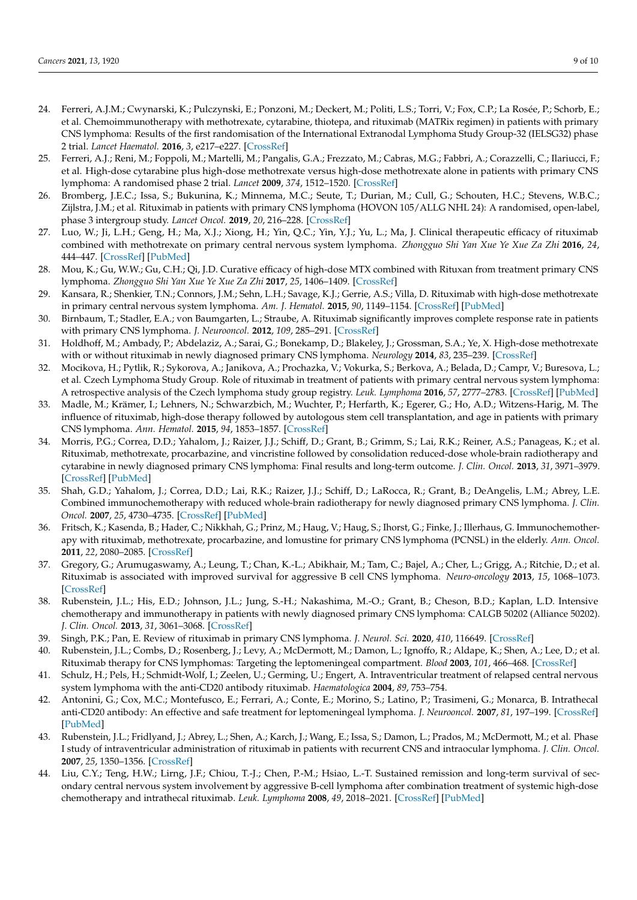24. Ferreri, A.J.M.; Cwynarski, K.; Pulczynski, E.; Ponzoni, M.; Deckert, M.; Politi, L.S.; Torri, V.; Fox, C.P.; La Rosée, P.; Schorb, E.; et al. Chemoimmunotherapy with methotrexate, cytarabine, thiotepa, and rituximab (MATRix regimen) in patients with primary CNS lymphoma: Results of the first randomisation of the International Extranodal Lymphoma Study Group-32 (IELSG32) phase 2 trial. *Lancet Haematol.* **2016**, *3*, e217–e227. [CrossRef]
25. Ferreri, A.J.; Reni, M.; Foppoli, M.; Martelli, M.; Pangalis, G.A.; Frezzato, M.; Cabras, M.G.; Fabbri, A.; Corazzelli, C.; Ilariucci, F.; et al. High-dose cytarabine plus high-dose methotrexate versus high-dose methotrexate alone in patients with primary CNS lymphoma: A randomised phase 2 trial. *Lancet* **2009**, *374*, 1512–1520. [CrossRef]
26. Bromberg, J.E.C.; Issa, S.; Bukunina, K.; Minnema, M.C.; Seute, T.; Durian, M.; Cull, G.; Schouten, H.C.; Stevens, W.B.C.; Zijlstra, J.M.; et al. Rituximab in patients with primary CNS lymphoma (HOVON 105/ALLG NHL 24): A randomised, open-label, phase 3 intergroup study. *Lancet Oncol.* **2019**, *20*, 216–228. [CrossRef]
27. Luo, W.; Ji, L.H.; Geng, H.; Ma, X.J.; Xiong, H.; Yin, Q.C.; Yin, Y.J.; Yu, L.; Ma, J. Clinical therapeutic efficacy of rituximab combined with methotrexate on primary central nervous system lymphoma. *Zhongguo Shi Yan Xue Ye Xue Za Zhi* **2016**, *24*, 444–447. [CrossRef] [PubMed]
28. Mou, K.; Gu, W.W.; Gu, C.H.; Qi, J.D. Curative efficacy of high-dose MTX combined with Rituxan from treatment primary CNS lymphoma. *Zhongguo Shi Yan Xue Ye Xue Za Zhi* **2017**, *25*, 1406–1409. [CrossRef]
29. Kansara, R.; Shenkier, T.N.; Connors, J.M.; Sehn, L.H.; Savage, K.J.; Gerrie, A.S.; Villa, D. Rituximab with high-dose methotrexate in primary central nervous system lymphoma. *Am. J. Hematol.* **2015**, *90*, 1149–1154. [CrossRef] [PubMed]
30. Birnbaum, T.; Stadler, E.A.; von Baumgarten, L.; Straube, A. Rituximab significantly improves complete response rate in patients with primary CNS lymphoma. *J. Neurooncol.* **2012**, *109*, 285–291. [CrossRef]
31. Holdhoff, M.; Ambady, P.; Abdelaziz, A.; Sarai, G.; Bonekamp, D.; Blakeley, J.; Grossman, S.A.; Ye, X. High-dose methotrexate with or without rituximab in newly diagnosed primary CNS lymphoma. *Neurology* **2014**, *83*, 235–239. [CrossRef]
32. Mocikova, H.; Pytlik, R.; Sykorova, A.; Janikova, A.; Prochazka, V.; Vokurka, S.; Berkova, A.; Belada, D.; Campr, V.; Buresova, L.; et al. Czech Lymphoma Study Group. Role of rituximab in treatment of patients with primary central nervous system lymphoma: A retrospective analysis of the Czech lymphoma study group registry. *Leuk. Lymphoma* **2016**, *57*, 2777–2783. [CrossRef] [PubMed]
33. Madle, M.; Krämer, I.; Lehners, N.; Schwarzbich, M.; Wuchter, P.; Herfarth, K.; Egerer, G.; Ho, A.D.; Witzens-Harig, M. The influence of rituximab, high-dose therapy followed by autologous stem cell transplantation, and age in patients with primary CNS lymphoma. *Ann. Hematol.* **2015**, *94*, 1853–1857. [CrossRef]
34. Morris, P.G.; Correa, D.D.; Yahalom, J.; Raizer, J.J.; Schiff, D.; Grant, B.; Grimm, S.; Lai, R.K.; Reiner, A.S.; Panageas, K.; et al. Rituximab, methotrexate, procarbazine, and vincristine followed by consolidation reduced-dose whole-brain radiotherapy and cytarabine in newly diagnosed primary CNS lymphoma: Final results and long-term outcome. *J. Clin. Oncol.* **2013**, *31*, 3971–3979. [CrossRef] [PubMed]
35. Shah, G.D.; Yahalom, J.; Correa, D.D.; Lai, R.K.; Raizer, J.J.; Schiff, D.; LaRocca, R.; Grant, B.; DeAngelis, L.M.; Abrey, L.E. Combined immunochemotherapy with reduced whole-brain radiotherapy for newly diagnosed primary CNS lymphoma. *J. Clin. Oncol.* **2007**, *25*, 4730–4735. [CrossRef] [PubMed]
36. Fritsch, K.; Kasenda, B.; Hader, C.; Nikkhah, G.; Prinz, M.; Haug, V.; Haug, S.; Ihorst, G.; Finke, J.; Illerhaus, G. Immunochemotherapy with rituximab, methotrexate, procarbazine, and lomustine for primary CNS lymphoma (PCNSL) in the elderly. *Ann. Oncol.* **2011**, *22*, 2080–2085. [CrossRef]
37. Gregory, G.; Arumugaswamy, A.; Leung, T.; Chan, K.-L.; Abikhair, M.; Tam, C.; Bajel, A.; Cher, L.; Grigg, A.; Ritchie, D.; et al. Rituximab is associated with improved survival for aggressive B cell CNS lymphoma. *Neuro-oncology* **2013**, *15*, 1068–1073. [CrossRef]
38. Rubenstein, J.L.; His, E.D.; Johnson, J.L.; Jung, S.-H.; Nakashima, M.-O.; Grant, B.; Cheson, B.D.; Kaplan, L.D. Intensive chemotherapy and immunotherapy in patients with newly diagnosed primary CNS lymphoma: CALGB 50202 (Alliance 50202). *J. Clin. Oncol.* **2013**, *31*, 3061–3068. [CrossRef]
39. Singh, P.K.; Pan, E. Review of rituximab in primary CNS lymphoma. *J. Neurol. Sci.* **2020**, *410*, 116649. [CrossRef]
40. Rubenstein, J.L.; Combs, D.; Rosenberg, J.; Levy, A.; McDermott, M.; Damon, L.; Ignoffo, R.; Aldape, K.; Shen, A.; Lee, D.; et al. Rituximab therapy for CNS lymphomas: Targeting the leptomeningeal compartment. *Blood* **2003**, *101*, 466–468. [CrossRef]
41. Schulz, H.; Pels, H.; Schmidt-Wolf, I.; Zeelen, U.; Germing, U.; Engert, A. Intraventricular treatment of relapsed central nervous system lymphoma with the anti-CD20 antibody rituximab. *Haematologica* **2004**, *89*, 753–754.
42. Antonini, G.; Cox, M.C.; Montefusco, E.; Ferrari, A.; Conte, E.; Morino, S.; Latino, P.; Trasimeni, G.; Monarca, B. Intrathecal anti-CD20 antibody: An effective and safe treatment for leptomeningeal lymphoma. *J. Neurooncol.* **2007**, *81*, 197–199. [CrossRef] [PubMed]
43. Rubenstein, J.L.; Fridlyand, J.; Abrey, L.; Shen, A.; Karch, J.; Wang, E.; Issa, S.; Damon, L.; Prados, M.; McDermott, M.; et al. Phase I study of intraventricular administration of rituximab in patients with recurrent CNS and intraocular lymphoma. *J. Clin. Oncol.* **2007**, *25*, 1350–1356. [CrossRef]
44. Liu, C.Y.; Teng, H.W.; Lirng, J.F.; Chiou, T.-J.; Chen, P.-M.; Hsiao, L.-T. Sustained remission and long-term survival of secondary central nervous system involvement by aggressive B-cell lymphoma after combination treatment of systemic high-dose chemotherapy and intrathecal rituximab. *Leuk. Lymphoma* **2008**, *49*, 2018–2021. [CrossRef] [PubMed]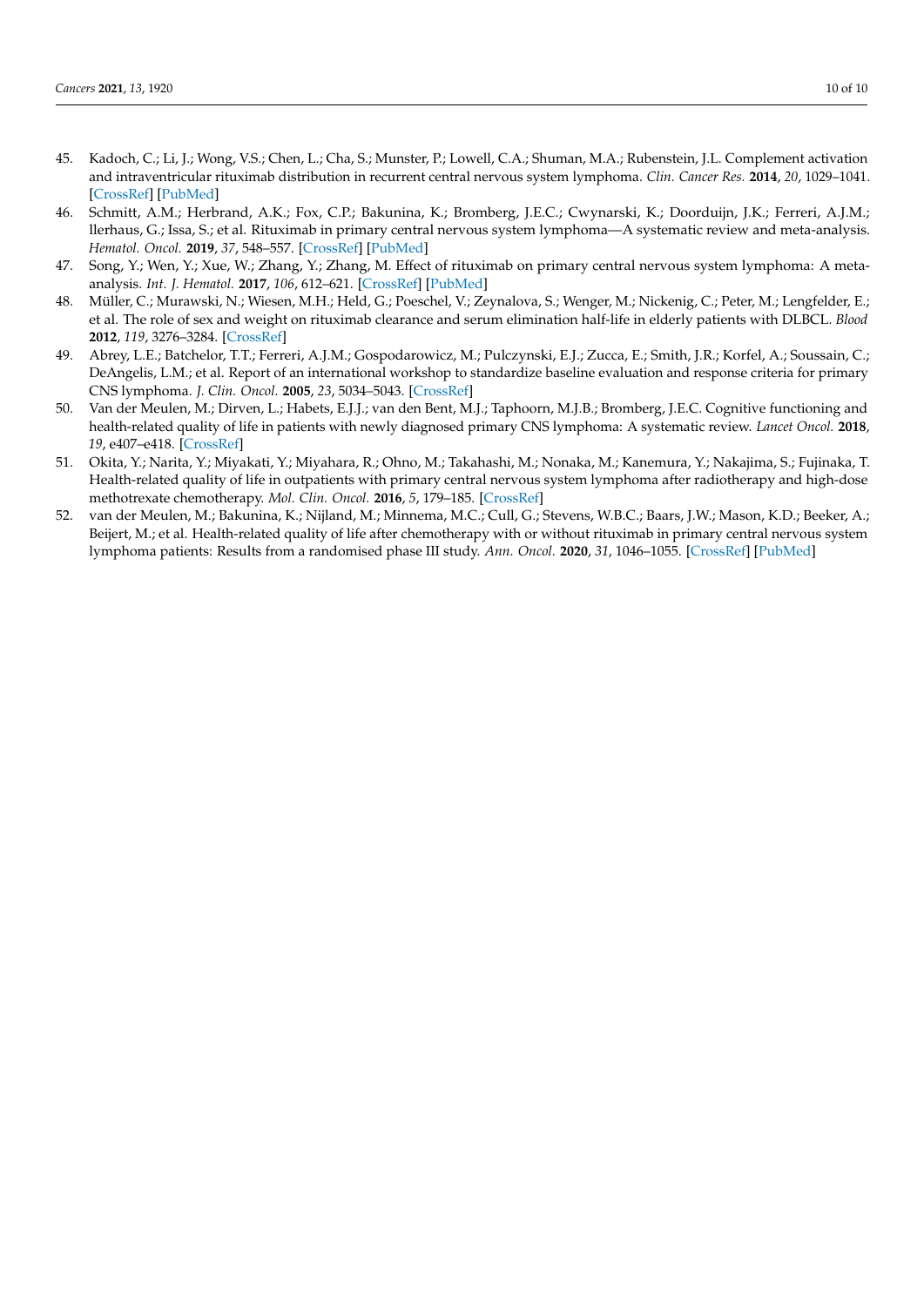45. Kadoch, C.; Li, J.; Wong, V.S.; Chen, L.; Cha, S.; Munster, P.; Lowell, C.A.; Shuman, M.A.; Rubenstein, J.L. Complement activation and intraventricular rituximab distribution in recurrent central nervous system lymphoma. *Clin. Cancer Res.* **2014**, *20*, 1029–1041. [CrossRef] [PubMed]
46. Schmitt, A.M.; Herbrand, A.K.; Fox, C.P.; Bakunina, K.; Bromberg, J.E.C.; Cwynarski, K.; Doorduijn, J.K.; Ferreri, A.J.M.; llerhaus, G.; Issa, S.; et al. Rituximab in primary central nervous system lymphoma—A systematic review and meta-analysis. *Hematol. Oncol.* **2019**, *37*, 548–557. [CrossRef] [PubMed]
47. Song, Y.; Wen, Y.; Xue, W.; Zhang, Y.; Zhang, M. Effect of rituximab on primary central nervous system lymphoma: A meta-analysis. *Int. J. Hematol.* **2017**, *106*, 612–621. [CrossRef] [PubMed]
48. Müller, C.; Murawski, N.; Wiesen, M.H.; Held, G.; Poeschel, V.; Zeynalova, S.; Wenger, M.; Nickenig, C.; Peter, M.; Lengfelder, E.; et al. The role of sex and weight on rituximab clearance and serum elimination half-life in elderly patients with DLBCL. *Blood* **2012**, *119*, 3276–3284. [CrossRef]
49. Abrey, L.E.; Batchelor, T.T.; Ferreri, A.J.M.; Gospodarowicz, M.; Pulczynski, E.J.; Zucca, E.; Smith, J.R.; Korfel, A.; Soussain, C.; DeAngelis, L.M.; et al. Report of an international workshop to standardize baseline evaluation and response criteria for primary CNS lymphoma. *J. Clin. Oncol.* **2005**, *23*, 5034–5043. [CrossRef]
50. Van der Meulen, M.; Dirven, L.; Habets, E.J.J.; van den Bent, M.J.; Taphoorn, M.J.B.; Bromberg, J.E.C. Cognitive functioning and health-related quality of life in patients with newly diagnosed primary CNS lymphoma: A systematic review. *Lancet Oncol.* **2018**, *19*, e407–e418. [CrossRef]
51. Okita, Y.; Narita, Y.; Miyakati, Y.; Miyahara, R.; Ohno, M.; Takahashi, M.; Nonaka, M.; Kanemura, Y.; Nakajima, S.; Fujinaka, T. Health-related quality of life in outpatients with primary central nervous system lymphoma after radiotherapy and high-dose methotrexate chemotherapy. *Mol. Clin. Oncol.* **2016**, *5*, 179–185. [CrossRef]
52. van der Meulen, M.; Bakunina, K.; Nijland, M.; Minnema, M.C.; Cull, G.; Stevens, W.B.C.; Baars, J.W.; Mason, K.D.; Beeker, A.; Beijert, M.; et al. Health-related quality of life after chemotherapy with or without rituximab in primary central nervous system lymphoma patients: Results from a randomised phase III study. *Ann. Oncol.* **2020**, *31*, 1046–1055. [CrossRef] [PubMed]